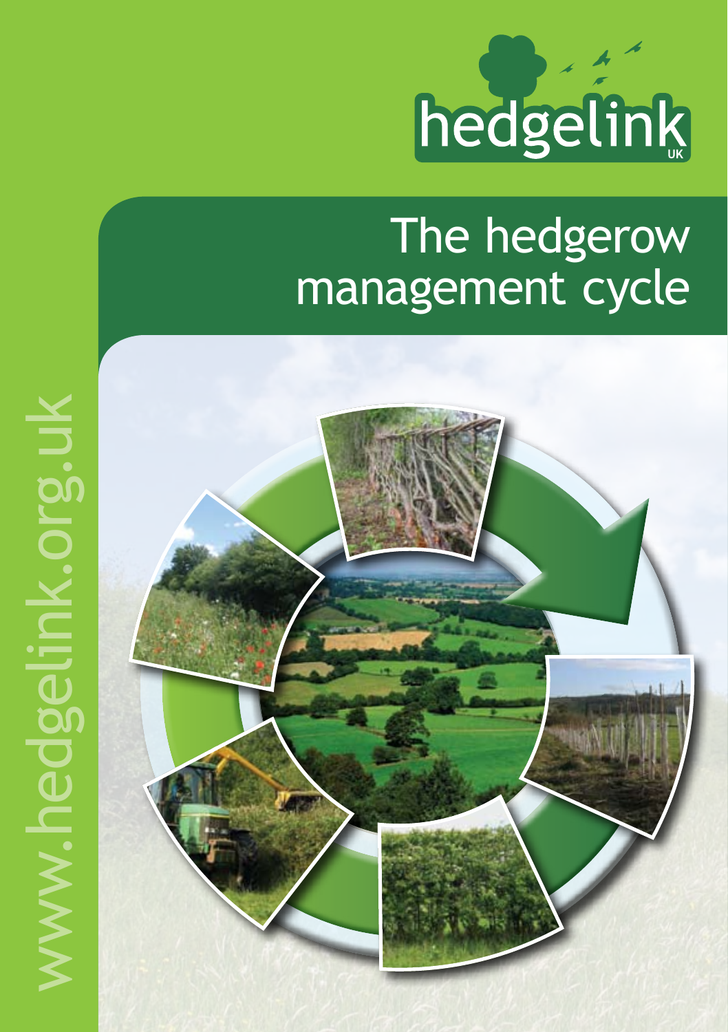hedgelink UK

# The hedgerow management cycle

www.hedgelink.org.uk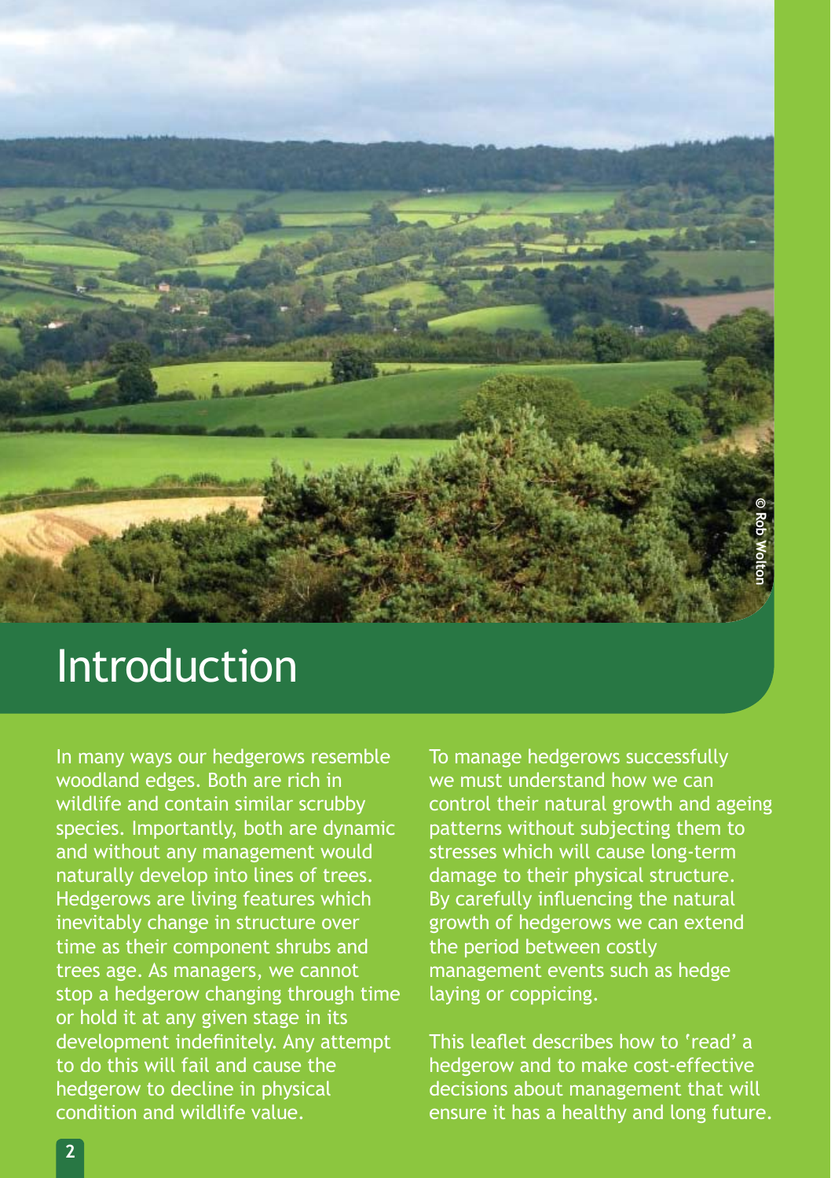# Introduction

In many ways our hedgerows resemble woodland edges. Both are rich in wildlife and contain similar scrubby species. Importantly, both are dynamic and without any management would naturally develop into lines of trees. Hedgerows are living features which inevitably change in structure over time as their component shrubs and trees age. As managers, we cannot stop a hedgerow changing through time or hold it at any given stage in its development indefinitely. Any attempt to do this will fail and cause the hedgerow to decline in physical condition and wildlife value.

To manage hedgerows successfully we must understand how we can control their natural growth and ageing patterns without subjecting them to stresses which will cause long-term damage to their physical structure. By carefully influencing the natural growth of hedgerows we can extend the period between costly management events such as hedge laying or coppicing.

This leaflet describes how to 'read' a hedgerow and to make cost-effective decisions about management that will ensure it has a healthy and long future.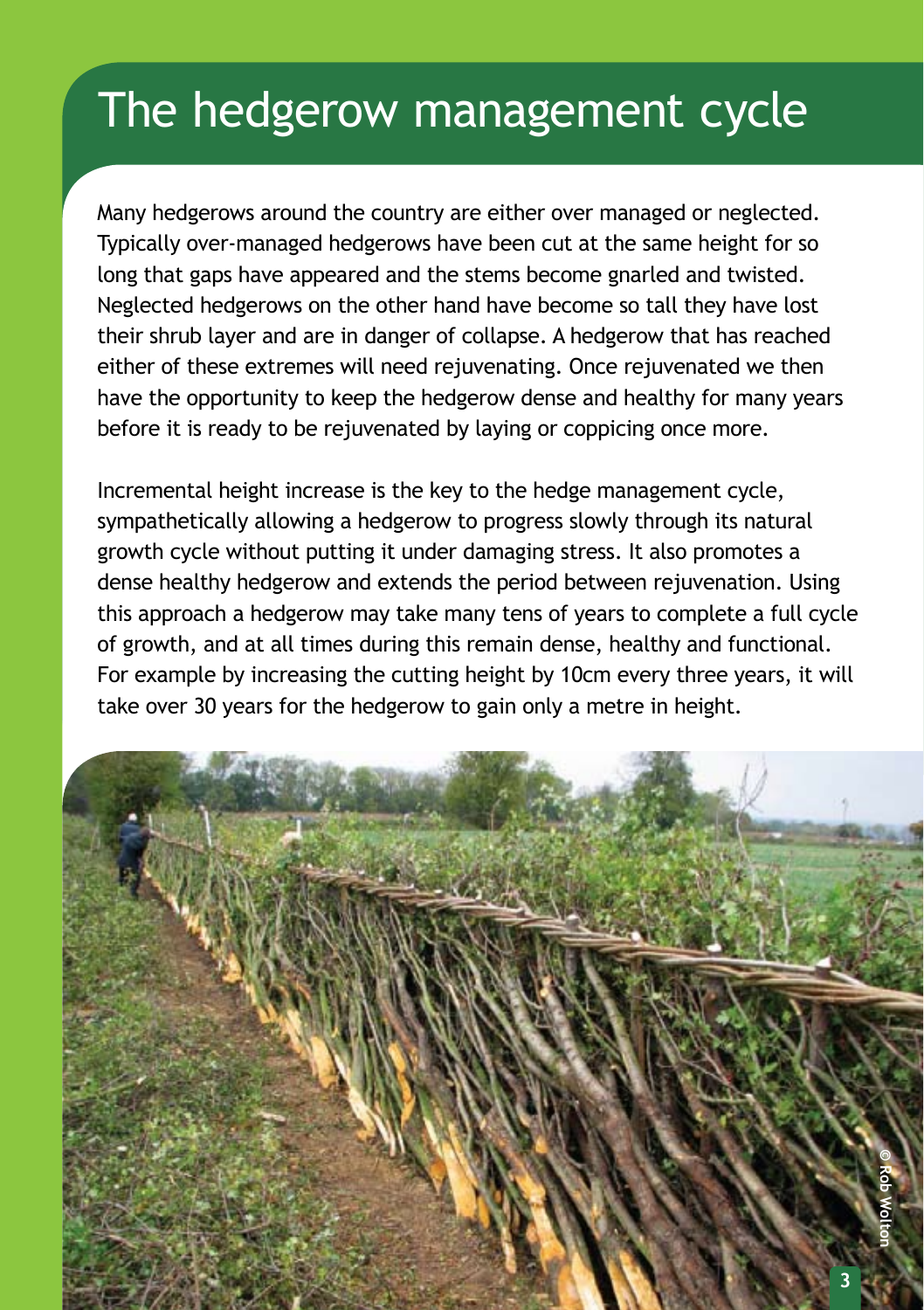# The hedgerow management cycle

Many hedgerows around the country are either over managed or neglected. Typically over-managed hedgerows have been cut at the same height for so long that gaps have appeared and the stems become gnarled and twisted. Neglected hedgerows on the other hand have become so tall they have lost their shrub layer and are in danger of collapse. A hedgerow that has reached either of these extremes will need rejuvenating. Once rejuvenated we then have the opportunity to keep the hedgerow dense and healthy for many years before it is ready to be rejuvenated by laying or coppicing once more.

Incremental height increase is the key to the hedge management cycle, sympathetically allowing a hedgerow to progress slowly through its natural growth cycle without putting it under damaging stress. It also promotes a dense healthy hedgerow and extends the period between rejuvenation. Using this approach a hedgerow may take many tens of years to complete a full cycle of growth, and at all times during this remain dense, healthy and functional. For example by increasing the cutting height by 10cm every three years, it will take over 30 years for the hedgerow to gain only a metre in height.

© Rob Wolton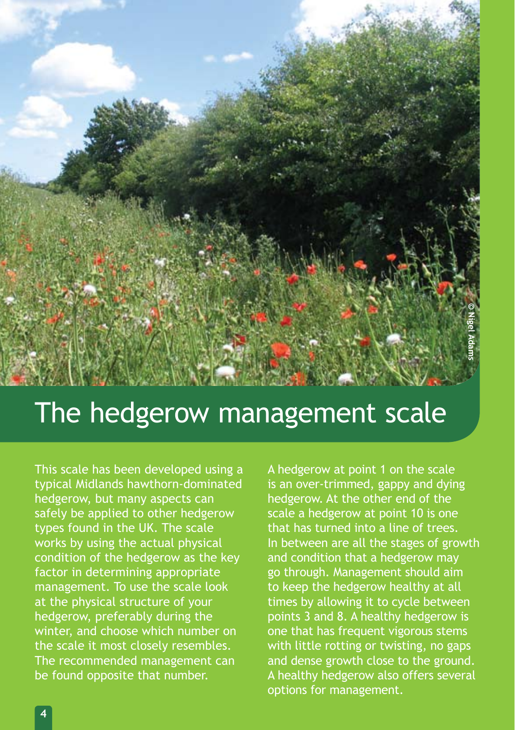# The hedgerow management scale

This scale has been developed using a typical Midlands hawthorn-dominated hedgerow, but many aspects can safely be applied to other hedgerow types found in the UK. The scale works by using the actual physical condition of the hedgerow as the key factor in determining appropriate management. To use the scale look at the physical structure of your hedgerow, preferably during the winter, and choose which number on the scale it most closely resembles. The recommended management can be found opposite that number.

A hedgerow at point 1 on the scale is an over-trimmed, gappy and dying hedgerow. At the other end of the scale a hedgerow at point 10 is one that has turned into a line of trees. In between are all the stages of growth and condition that a hedgerow may go through. Management should aim to keep the hedgerow healthy at all times by allowing it to cycle between points 3 and 8. A healthy hedgerow is one that has frequent vigorous stems with little rotting or twisting, no gaps and dense growth close to the ground. A healthy hedgerow also offers several options for management.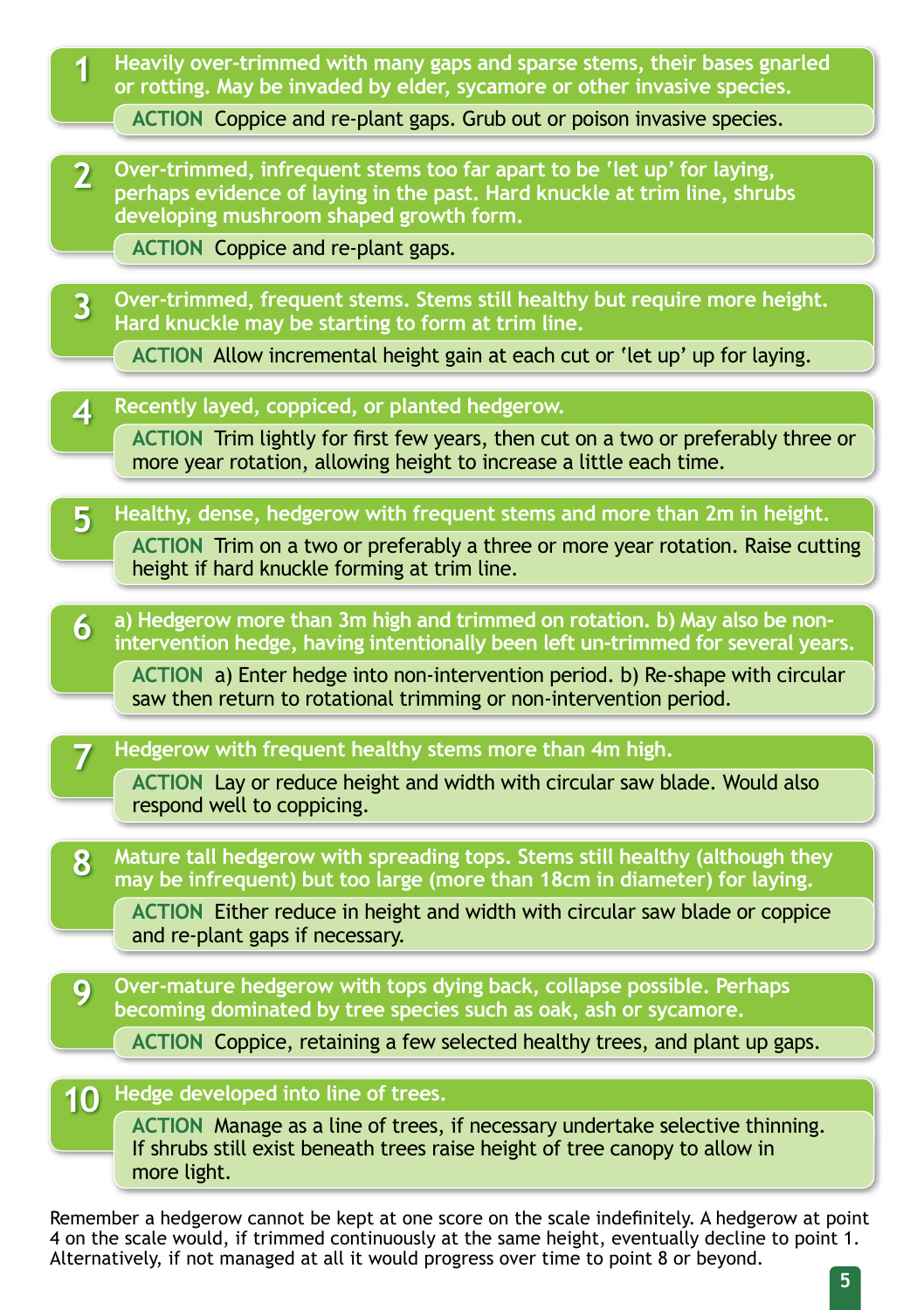**1** **Heavily over-trimmed with many gaps and sparse stems, their bases gnarled or rotting. May be invaded by elder, sycamore or other invasive species.**

**ACTION** Coppice and re-plant gaps. Grub out or poison invasive species.

**2** **Over-trimmed, infrequent stems too far apart to be 'let up' for laying, perhaps evidence of laying in the past. Hard knuckle at trim line, shrubs developing mushroom shaped growth form.**

**ACTION** Coppice and re-plant gaps.

**3** **Over-trimmed, frequent stems. Stems still healthy but require more height. Hard knuckle may be starting to form at trim line.**

**ACTION** Allow incremental height gain at each cut or 'let up' up for laying.

**4** **Recently layed, coppiced, or planted hedgerow.**

**ACTION** Trim lightly for first few years, then cut on a two or preferably three or more year rotation, allowing height to increase a little each time.

**5** **Healthy, dense, hedgerow with frequent stems and more than 2m in height.**

**ACTION** Trim on a two or preferably a three or more year rotation. Raise cutting height if hard knuckle forming at trim line.

**6** **a) Hedgerow more than 3m high and trimmed on rotation. b) May also be non-intervention hedge, having intentionally been left un-trimmed for several years.**

**ACTION** a) Enter hedge into non-intervention period. b) Re-shape with circular saw then return to rotational trimming or non-intervention period.

**7** **Hedgerow with frequent healthy stems more than 4m high.**

**ACTION** Lay or reduce height and width with circular saw blade. Would also respond well to coppicing.

**8** **Mature tall hedgerow with spreading tops. Stems still healthy (although they may be infrequent) but too large (more than 18cm in diameter) for laying.**

**ACTION** Either reduce in height and width with circular saw blade or coppice and re-plant gaps if necessary.

**9** **Over-mature hedgerow with tops dying back, collapse possible. Perhaps becoming dominated by tree species such as oak, ash or sycamore.**

**ACTION** Coppice, retaining a few selected healthy trees, and plant up gaps.

**10** **Hedge developed into line of trees.**

**ACTION** Manage as a line of trees, if necessary undertake selective thinning. If shrubs still exist beneath trees raise height of tree canopy to allow in more light.

Remember a hedgerow cannot be kept at one score on the scale indefinitely. A hedgerow at point 4 on the scale would, if trimmed continuously at the same height, eventually decline to point 1. Alternatively, if not managed at all it would progress over time to point 8 or beyond.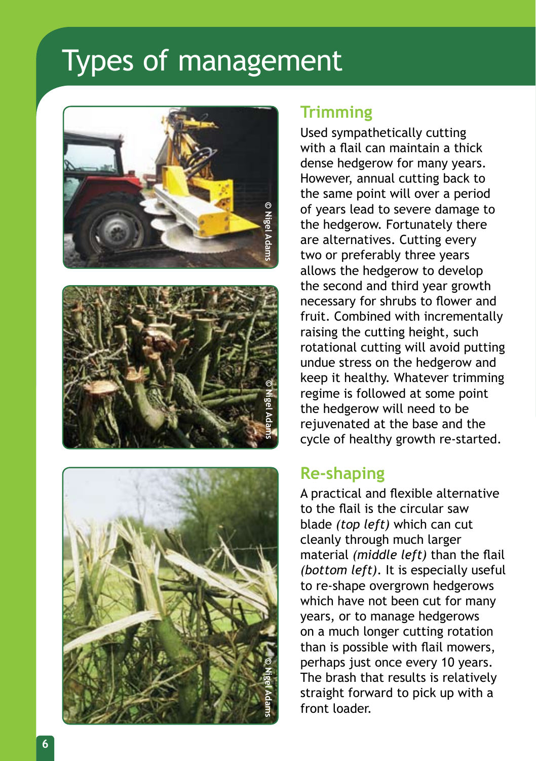# Types of management

## Trimming

Used sympathetically cutting with a flail can maintain a thick dense hedgerow for many years. However, annual cutting back to the same point will over a period of years lead to severe damage to the hedgerow. Fortunately there are alternatives. Cutting every two or preferably three years allows the hedgerow to develop the second and third year growth necessary for shrubs to flower and fruit. Combined with incrementally raising the cutting height, such rotational cutting will avoid putting undue stress on the hedgerow and keep it healthy. Whatever trimming regime is followed at some point the hedgerow will need to be rejuvenated at the base and the cycle of healthy growth re-started.

## Re-shaping

A practical and flexible alternative to the flail is the circular saw blade *(top left)* which can cut cleanly through much larger material *(middle left)* than the flail *(bottom left)*. It is especially useful to re-shape overgrown hedgerows which have not been cut for many years, or to manage hedgerows on a much longer cutting rotation than is possible with flail mowers, perhaps just once every 10 years. The brash that results is relatively straight forward to pick up with a front loader.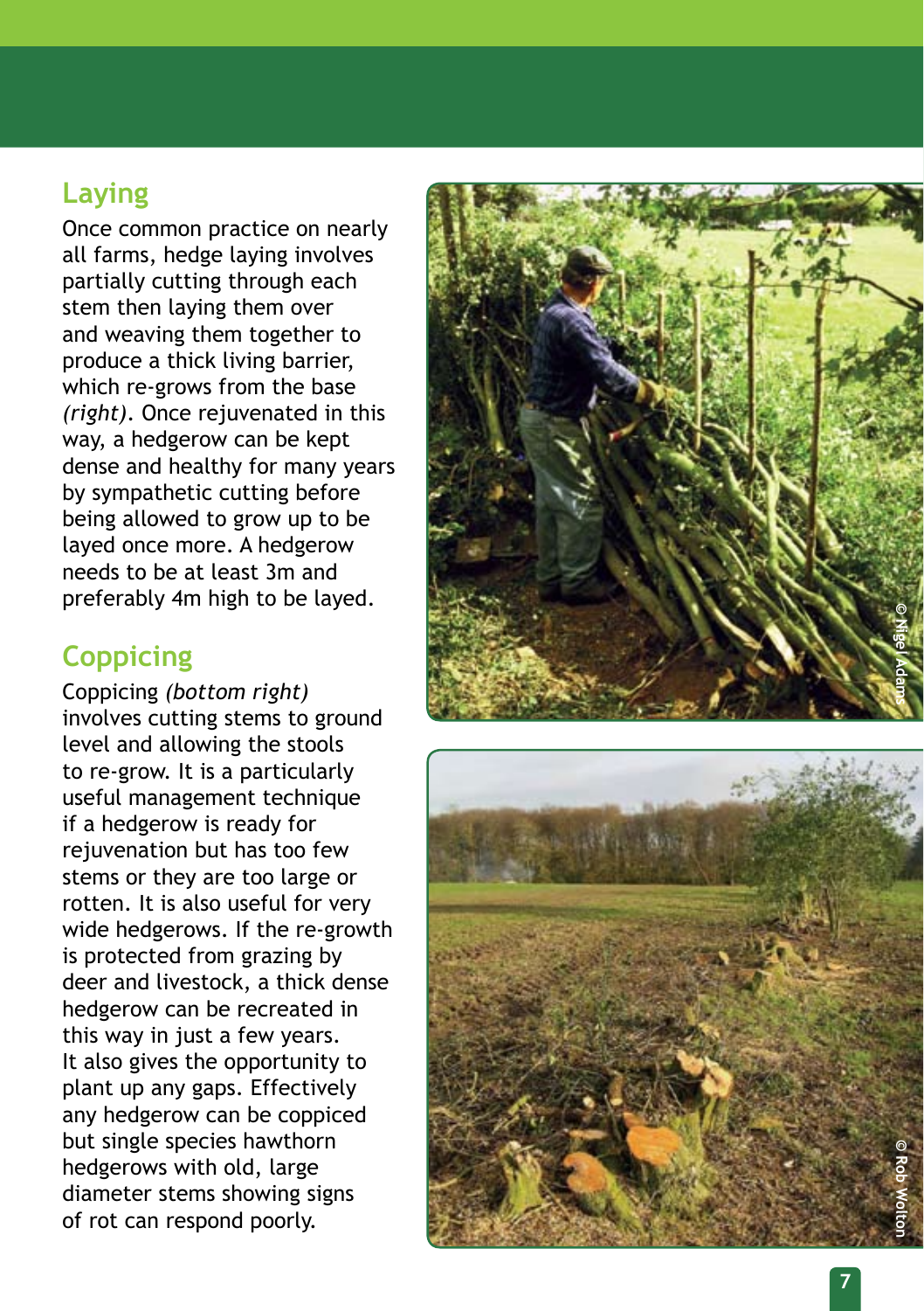## Laying

Once common practice on nearly all farms, hedge laying involves partially cutting through each stem then laying them over and weaving them together to produce a thick living barrier, which re-grows from the base *(right)*. Once rejuvenated in this way, a hedgerow can be kept dense and healthy for many years by sympathetic cutting before being allowed to grow up to be layed once more. A hedgerow needs to be at least 3m and preferably 4m high to be layed.

## Coppicing

Coppicing *(bottom right)* involves cutting stems to ground level and allowing the stools to re-grow. It is a particularly useful management technique if a hedgerow is ready for rejuvenation but has too few stems or they are too large or rotten. It is also useful for very wide hedgerows. If the re-growth is protected from grazing by deer and livestock, a thick dense hedgerow can be recreated in this way in just a few years. It also gives the opportunity to plant up any gaps. Effectively any hedgerow can be coppiced but single species hawthorn hedgerows with old, large diameter stems showing signs of rot can respond poorly.

© Nigel Adams

© Rob Wolton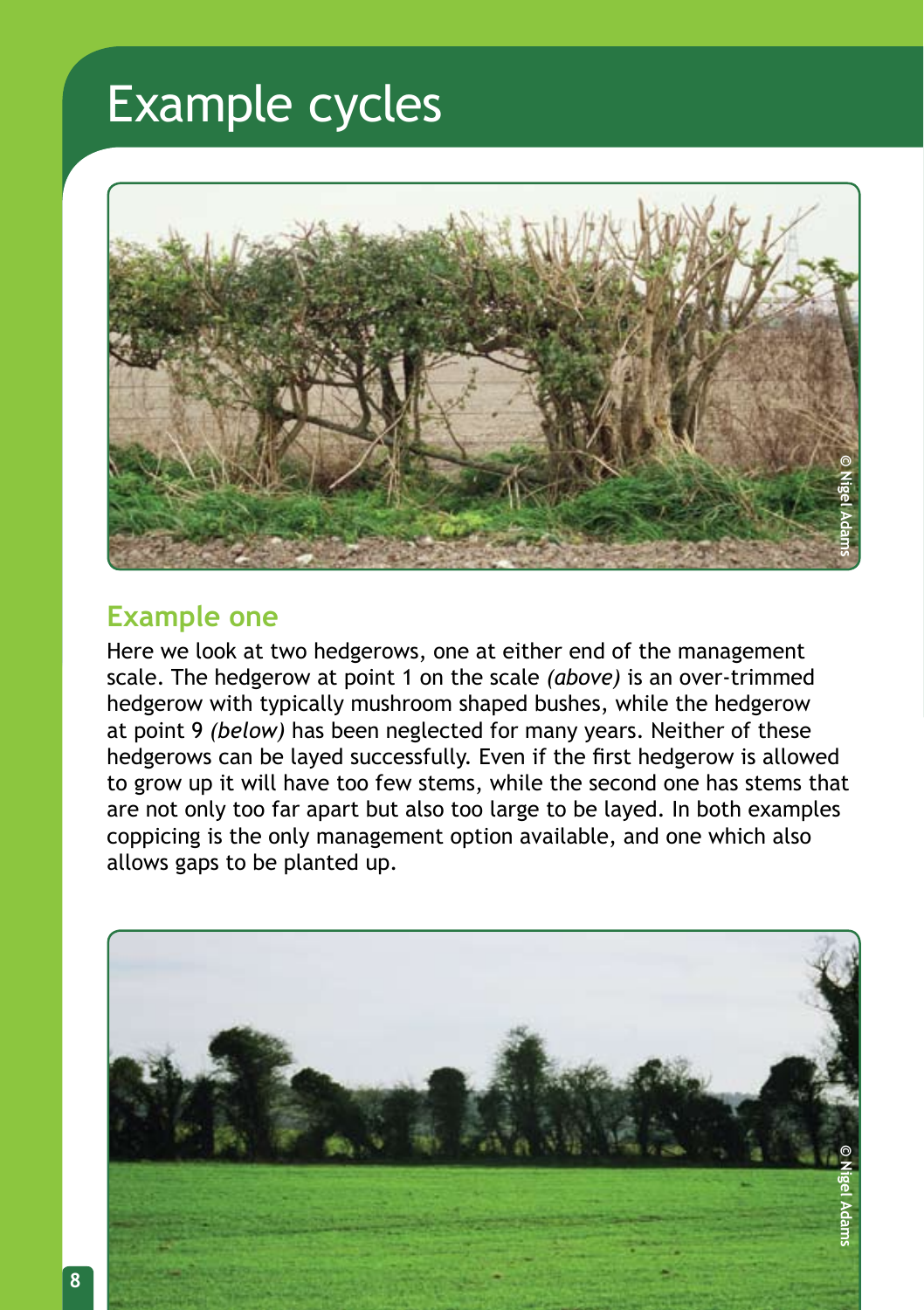# Example cycles

## Example one

Here we look at two hedgerows, one at either end of the management scale. The hedgerow at point 1 on the scale *(above)* is an over-trimmed hedgerow with typically mushroom shaped bushes, while the hedgerow at point 9 *(below)* has been neglected for many years. Neither of these hedgerows can be layed successfully. Even if the first hedgerow is allowed to grow up it will have too few stems, while the second one has stems that are not only too far apart but also too large to be layed. In both examples coppicing is the only management option available, and one which also allows gaps to be planted up.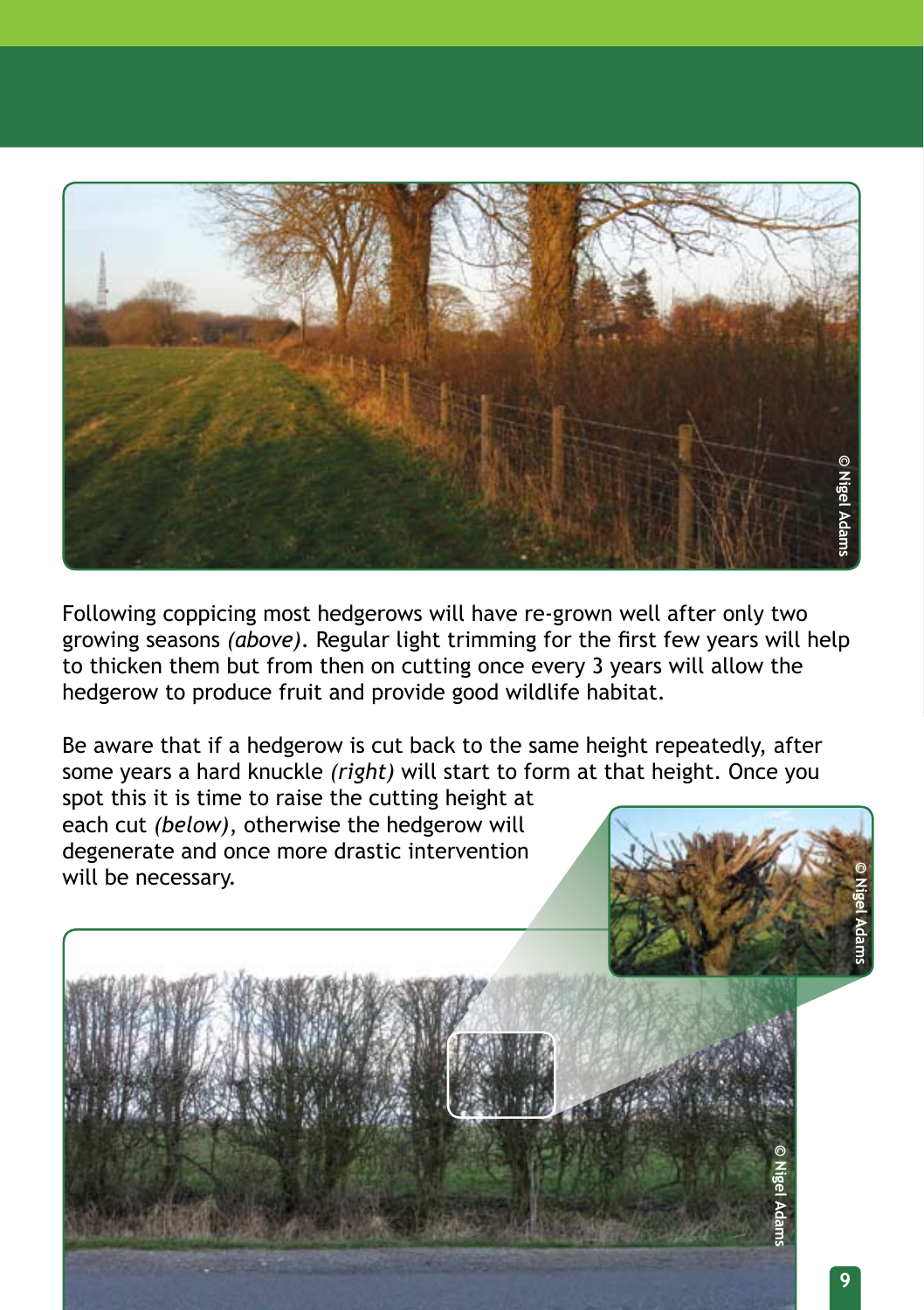Following coppicing most hedgerows will have re-grown well after only two growing seasons *(above)*. Regular light trimming for the first few years will help to thicken them but from then on cutting once every 3 years will allow the hedgerow to produce fruit and provide good wildlife habitat.

Be aware that if a hedgerow is cut back to the same height repeatedly, after some years a hard knuckle *(right)* will start to form at that height. Once you spot this it is time to raise the cutting height at each cut *(below)*, otherwise the hedgerow will degenerate and once more drastic intervention will be necessary.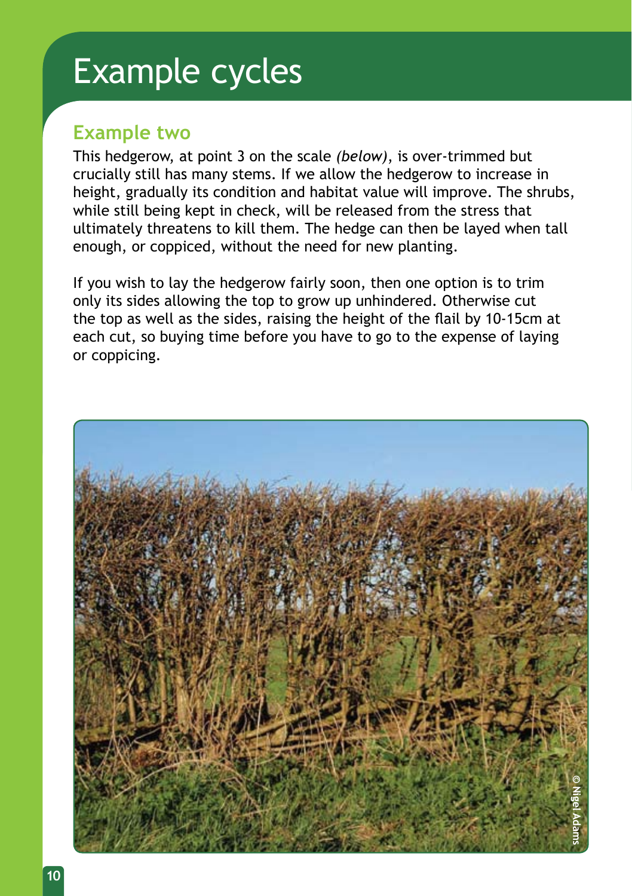# Example cycles

## Example two

This hedgerow, at point 3 on the scale *(below)*, is over-trimmed but crucially still has many stems. If we allow the hedgerow to increase in height, gradually its condition and habitat value will improve. The shrubs, while still being kept in check, will be released from the stress that ultimately threatens to kill them. The hedge can then be layed when tall enough, or coppiced, without the need for new planting.

If you wish to lay the hedgerow fairly soon, then one option is to trim only its sides allowing the top to grow up unhindered. Otherwise cut the top as well as the sides, raising the height of the flail by 10-15cm at each cut, so buying time before you have to go to the expense of laying or coppicing.

© Nigel Adams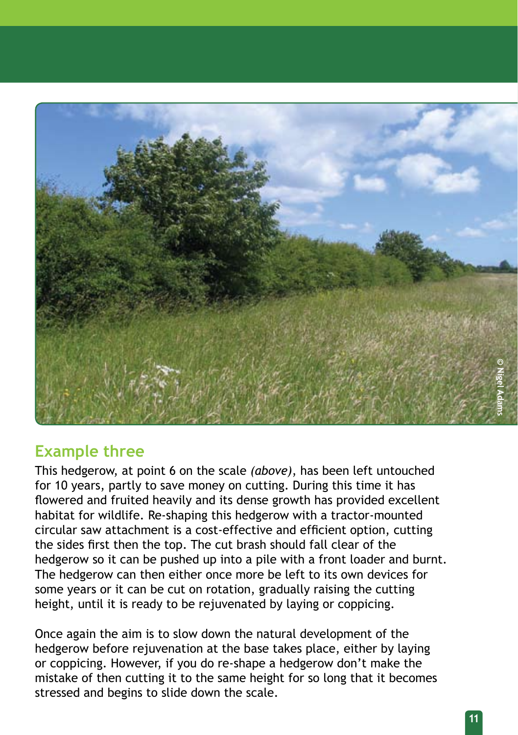## Example three

This hedgerow, at point 6 on the scale *(above)*, has been left untouched for 10 years, partly to save money on cutting. During this time it has flowered and fruited heavily and its dense growth has provided excellent habitat for wildlife. Re-shaping this hedgerow with a tractor-mounted circular saw attachment is a cost-effective and efficient option, cutting the sides first then the top. The cut brash should fall clear of the hedgerow so it can be pushed up into a pile with a front loader and burnt. The hedgerow can then either once more be left to its own devices for some years or it can be cut on rotation, gradually raising the cutting height, until it is ready to be rejuvenated by laying or coppicing.

Once again the aim is to slow down the natural development of the hedgerow before rejuvenation at the base takes place, either by laying or coppicing. However, if you do re-shape a hedgerow don't make the mistake of then cutting it to the same height for so long that it becomes stressed and begins to slide down the scale.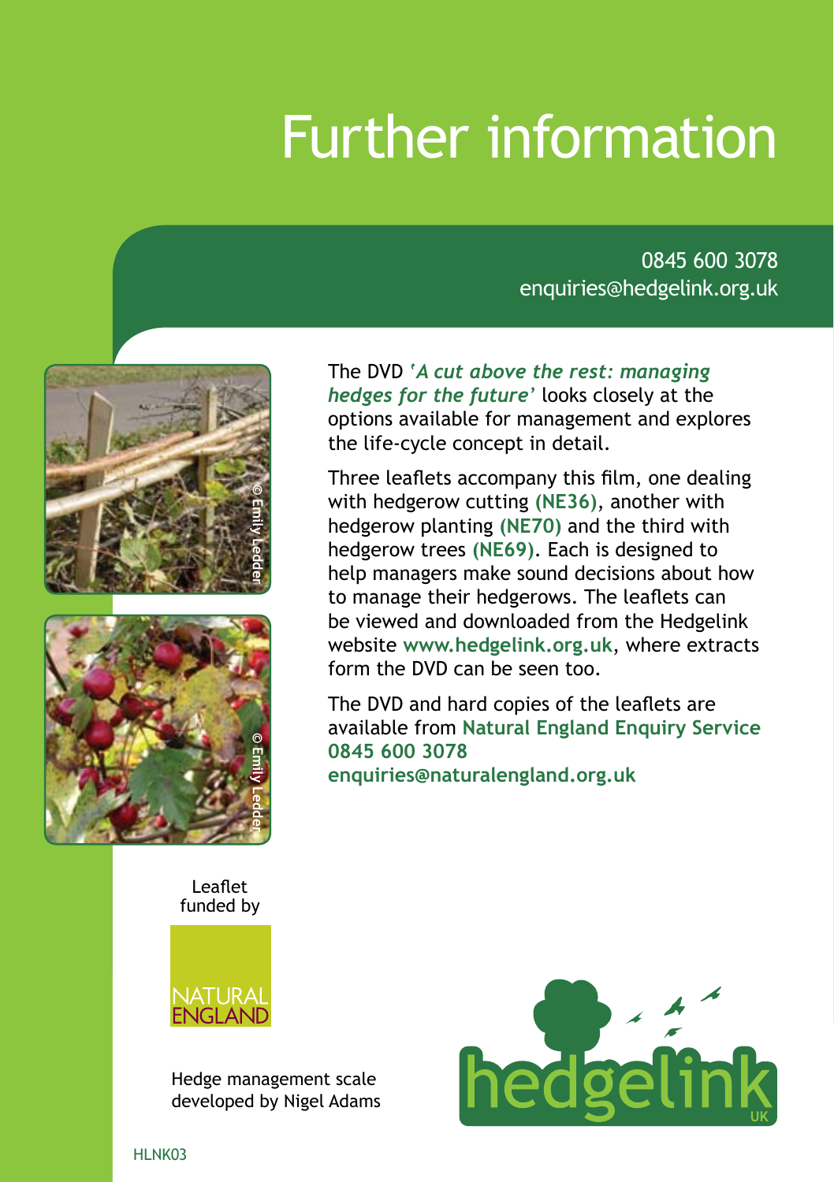# Further information

0845 600 3078
enquiries@hedgelink.org.uk

© Emily Ledder

© Emily Ledder

The DVD ***'A cut above the rest: managing hedges for the future'*** looks closely at the options available for management and explores the life-cycle concept in detail.

Three leaflets accompany this film, one dealing with hedgerow cutting **(NE36)**, another with hedgerow planting **(NE70)** and the third with hedgerow trees **(NE69)**. Each is designed to help managers make sound decisions about how to manage their hedgerows. The leaflets can be viewed and downloaded from the Hedgelink website **www.hedgelink.org.uk**, where extracts form the DVD can be seen too.

The DVD and hard copies of the leaflets are available from **Natural England Enquiry Service 0845 600 3078 enquiries@naturalengland.org.uk**

Leaflet funded by

NATURAL ENGLAND

Hedge management scale developed by Nigel Adams

hedgelink UK

HLNK03